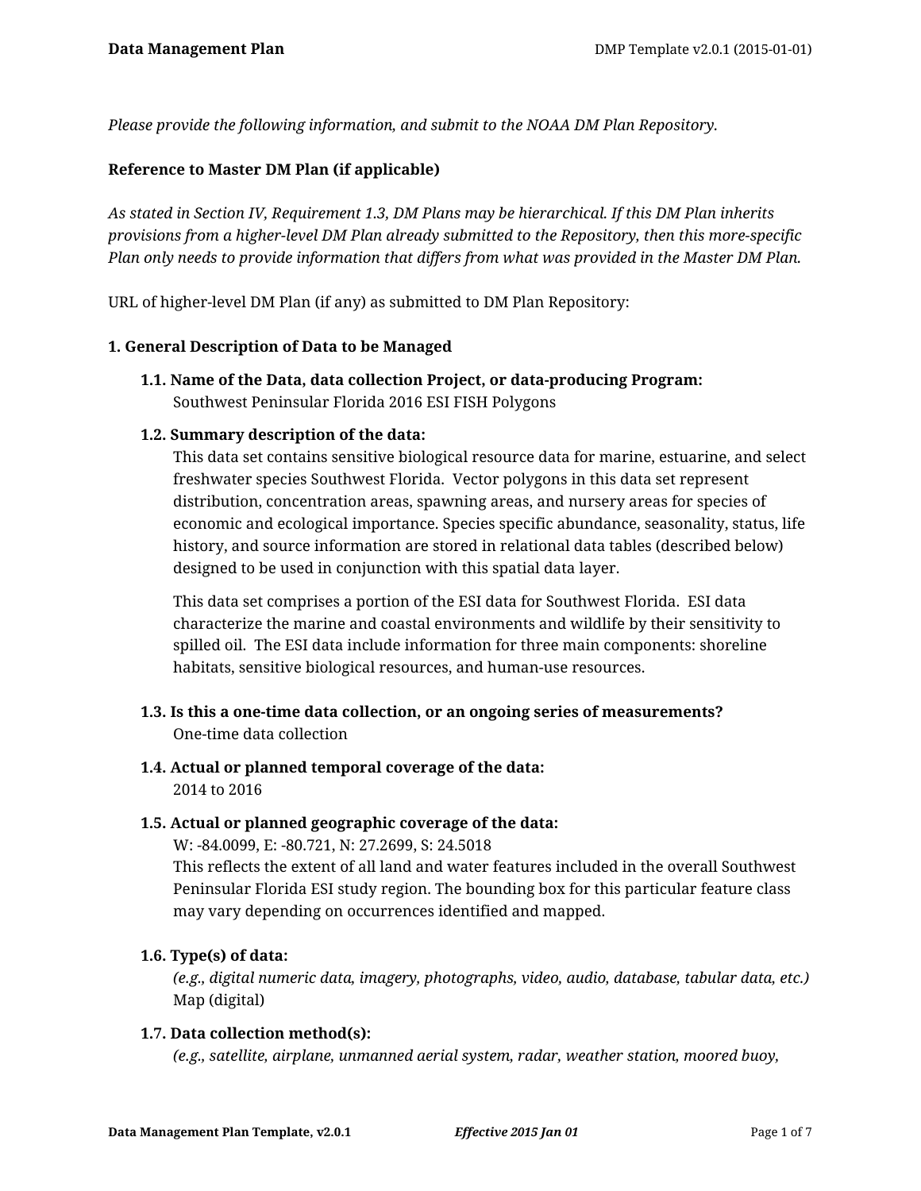*Please provide the following information, and submit to the NOAA DM Plan Repository.*

**Reference to Master DM Plan (if applicable)**

*As stated in Section IV, Requirement 1.3, DM Plans may be hierarchical. If this DM Plan inherits provisions from a higher-level DM Plan already submitted to the Repository, then this more-specific Plan only needs to provide information that differs from what was provided in the Master DM Plan.*

URL of higher-level DM Plan (if any) as submitted to DM Plan Repository:

**1. General Description of Data to be Managed**

**1.1. Name of the Data, data collection Project, or data-producing Program:**
Southwest Peninsular Florida 2016 ESI FISH Polygons

**1.2. Summary description of the data:**
This data set contains sensitive biological resource data for marine, estuarine, and select freshwater species Southwest Florida. Vector polygons in this data set represent distribution, concentration areas, spawning areas, and nursery areas for species of economic and ecological importance. Species specific abundance, seasonality, status, life history, and source information are stored in relational data tables (described below) designed to be used in conjunction with this spatial data layer.

This data set comprises a portion of the ESI data for Southwest Florida. ESI data characterize the marine and coastal environments and wildlife by their sensitivity to spilled oil. The ESI data include information for three main components: shoreline habitats, sensitive biological resources, and human-use resources.

**1.3. Is this a one-time data collection, or an ongoing series of measurements?**
One-time data collection

**1.4. Actual or planned temporal coverage of the data:**
2014 to 2016

**1.5. Actual or planned geographic coverage of the data:**
W: -84.0099, E: -80.721, N: 27.2699, S: 24.5018
This reflects the extent of all land and water features included in the overall Southwest Peninsular Florida ESI study region. The bounding box for this particular feature class may vary depending on occurrences identified and mapped.

**1.6. Type(s) of data:**
*(e.g., digital numeric data, imagery, photographs, video, audio, database, tabular data, etc.)*
Map (digital)

**1.7. Data collection method(s):**
*(e.g., satellite, airplane, unmanned aerial system, radar, weather station, moored buoy,*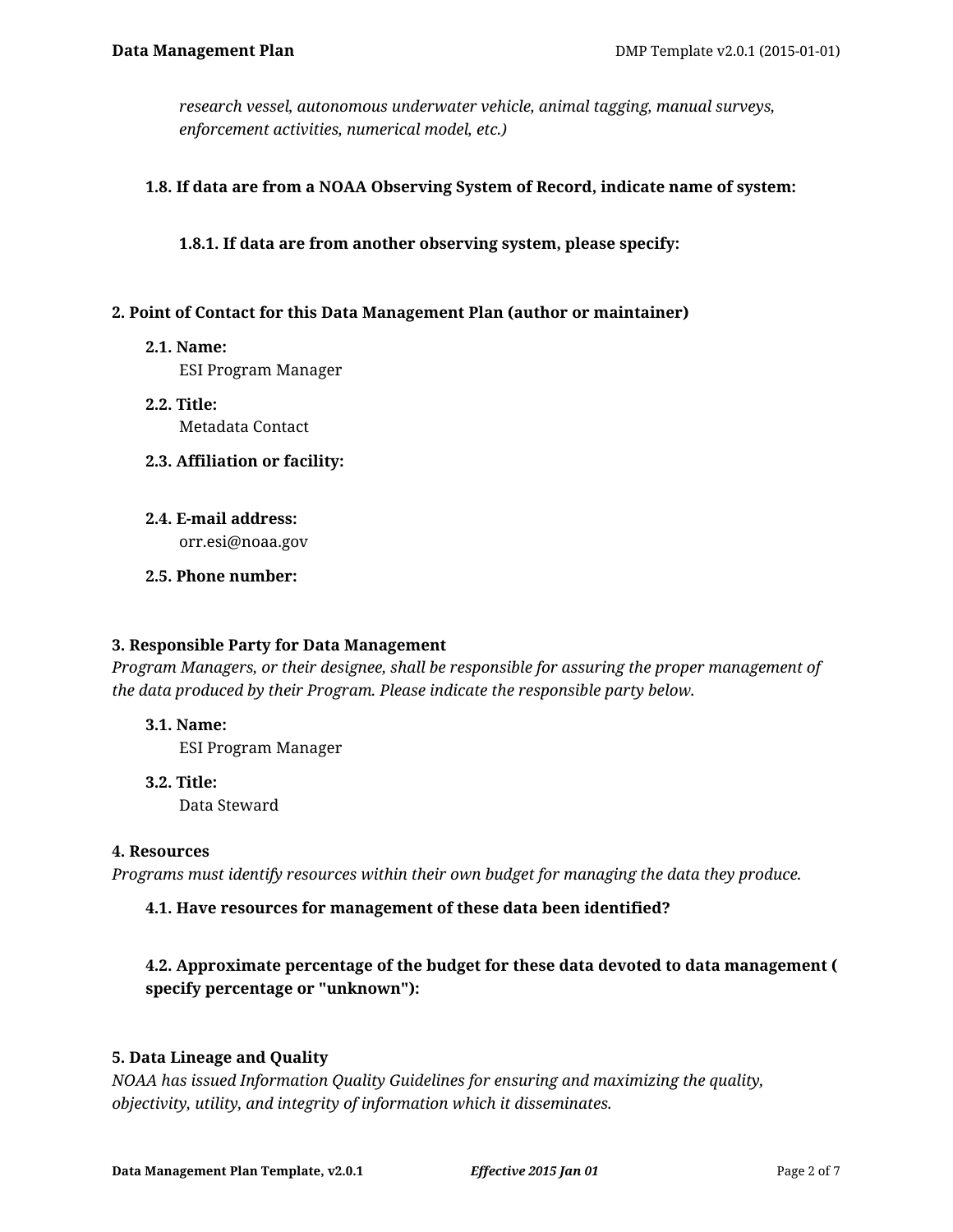*research vessel, autonomous underwater vehicle, animal tagging, manual surveys, enforcement activities, numerical model, etc.)*

**1.8. If data are from a NOAA Observing System of Record, indicate name of system:**

**1.8.1. If data are from another observing system, please specify:**

## 2. Point of Contact for this Data Management Plan (author or maintainer)

**2.1. Name:**
ESI Program Manager

**2.2. Title:**
Metadata Contact

**2.3. Affiliation or facility:**

**2.4. E-mail address:**
orr.esi@noaa.gov

**2.5. Phone number:**

## 3. Responsible Party for Data Management

*Program Managers, or their designee, shall be responsible for assuring the proper management of the data produced by their Program. Please indicate the responsible party below.*

**3.1. Name:**
ESI Program Manager

**3.2. Title:**
Data Steward

## 4. Resources

*Programs must identify resources within their own budget for managing the data they produce.*

**4.1. Have resources for management of these data been identified?**

**4.2. Approximate percentage of the budget for these data devoted to data management ( specify percentage or "unknown"):**

## 5. Data Lineage and Quality

*NOAA has issued Information Quality Guidelines for ensuring and maximizing the quality, objectivity, utility, and integrity of information which it disseminates.*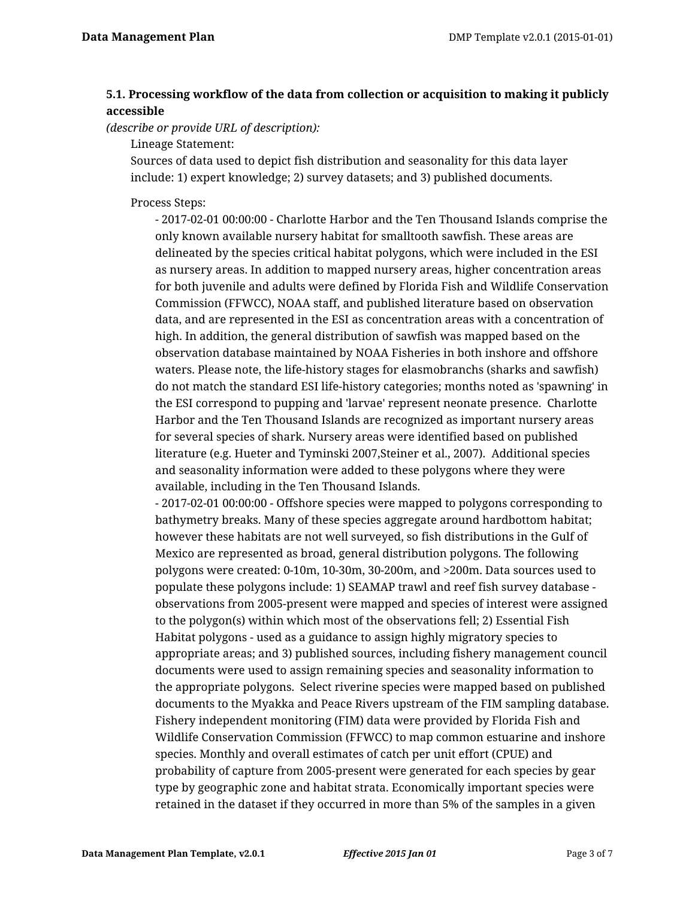### 5.1. Processing workflow of the data from collection or acquisition to making it publicly accessible

*(describe or provide URL of description):*

Lineage Statement:

Sources of data used to depict fish distribution and seasonality for this data layer include: 1) expert knowledge; 2) survey datasets; and 3) published documents.

Process Steps:

- 2017-02-01 00:00:00 - Charlotte Harbor and the Ten Thousand Islands comprise the only known available nursery habitat for smalltooth sawfish. These areas are delineated by the species critical habitat polygons, which were included in the ESI as nursery areas. In addition to mapped nursery areas, higher concentration areas for both juvenile and adults were defined by Florida Fish and Wildlife Conservation Commission (FFWCC), NOAA staff, and published literature based on observation data, and are represented in the ESI as concentration areas with a concentration of high. In addition, the general distribution of sawfish was mapped based on the observation database maintained by NOAA Fisheries in both inshore and offshore waters. Please note, the life-history stages for elasmobranchs (sharks and sawfish) do not match the standard ESI life-history categories; months noted as 'spawning' in the ESI correspond to pupping and 'larvae' represent neonate presence. Charlotte Harbor and the Ten Thousand Islands are recognized as important nursery areas for several species of shark. Nursery areas were identified based on published literature (e.g. Hueter and Tyminski 2007,Steiner et al., 2007). Additional species and seasonality information were added to these polygons where they were available, including in the Ten Thousand Islands.
- 2017-02-01 00:00:00 - Offshore species were mapped to polygons corresponding to bathymetry breaks. Many of these species aggregate around hardbottom habitat; however these habitats are not well surveyed, so fish distributions in the Gulf of Mexico are represented as broad, general distribution polygons. The following polygons were created: 0-10m, 10-30m, 30-200m, and >200m. Data sources used to populate these polygons include: 1) SEAMAP trawl and reef fish survey database - observations from 2005-present were mapped and species of interest were assigned to the polygon(s) within which most of the observations fell; 2) Essential Fish Habitat polygons - used as a guidance to assign highly migratory species to appropriate areas; and 3) published sources, including fishery management council documents were used to assign remaining species and seasonality information to the appropriate polygons. Select riverine species were mapped based on published documents to the Myakka and Peace Rivers upstream of the FIM sampling database. Fishery independent monitoring (FIM) data were provided by Florida Fish and Wildlife Conservation Commission (FFWCC) to map common estuarine and inshore species. Monthly and overall estimates of catch per unit effort (CPUE) and probability of capture from 2005-present were generated for each species by gear type by geographic zone and habitat strata. Economically important species were retained in the dataset if they occurred in more than 5% of the samples in a given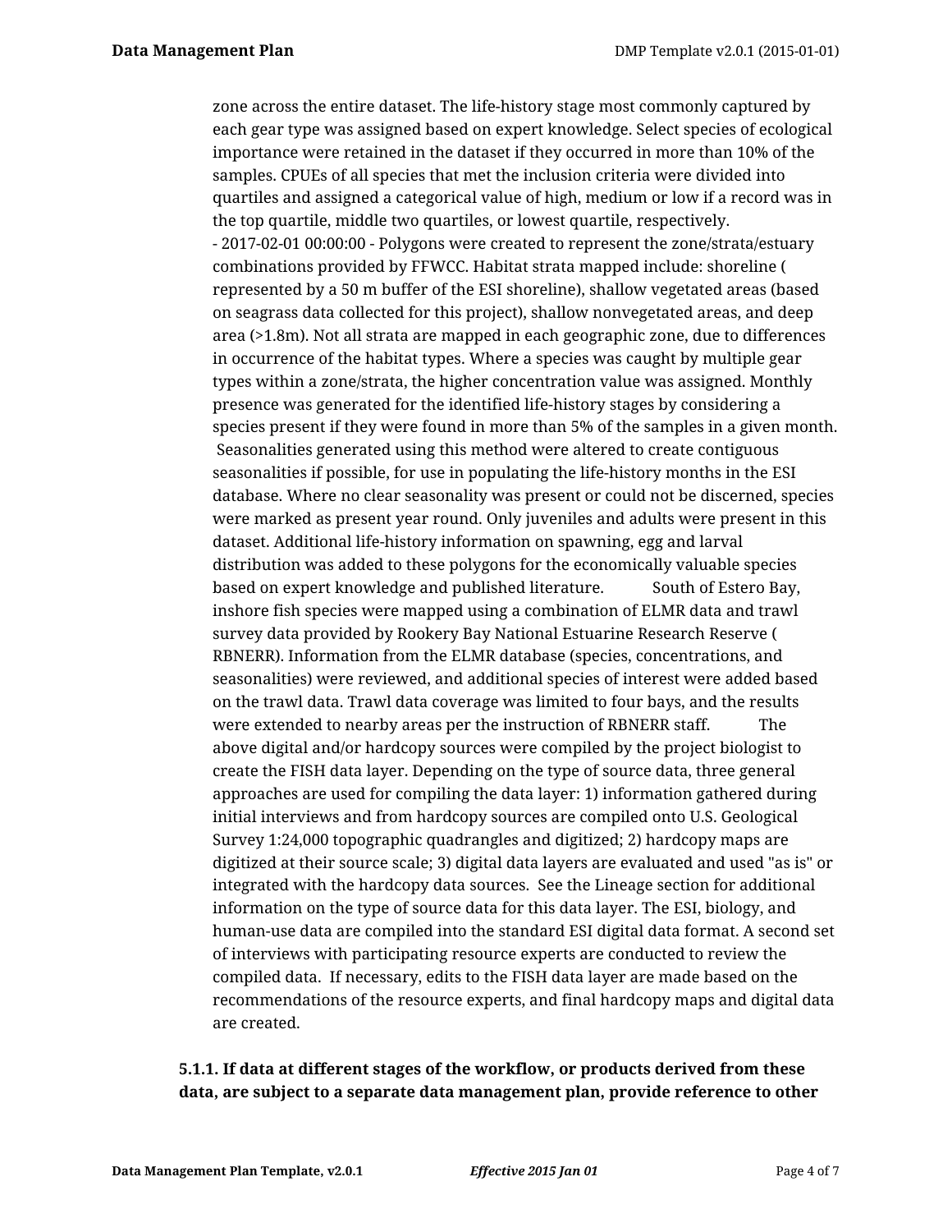zone across the entire dataset. The life-history stage most commonly captured by each gear type was assigned based on expert knowledge. Select species of ecological importance were retained in the dataset if they occurred in more than 10% of the samples. CPUEs of all species that met the inclusion criteria were divided into quartiles and assigned a categorical value of high, medium or low if a record was in the top quartile, middle two quartiles, or lowest quartile, respectively.
- 2017-02-01 00:00:00 - Polygons were created to represent the zone/strata/estuary combinations provided by FFWCC. Habitat strata mapped include: shoreline ( represented by a 50 m buffer of the ESI shoreline), shallow vegetated areas (based on seagrass data collected for this project), shallow nonvegetated areas, and deep area (>1.8m). Not all strata are mapped in each geographic zone, due to differences in occurrence of the habitat types. Where a species was caught by multiple gear types within a zone/strata, the higher concentration value was assigned. Monthly presence was generated for the identified life-history stages by considering a species present if they were found in more than 5% of the samples in a given month. Seasonalities generated using this method were altered to create contiguous seasonalities if possible, for use in populating the life-history months in the ESI database. Where no clear seasonality was present or could not be discerned, species were marked as present year round. Only juveniles and adults were present in this dataset. Additional life-history information on spawning, egg and larval distribution was added to these polygons for the economically valuable species based on expert knowledge and published literature. South of Estero Bay, inshore fish species were mapped using a combination of ELMR data and trawl survey data provided by Rookery Bay National Estuarine Research Reserve ( RBNERR). Information from the ELMR database (species, concentrations, and seasonalities) were reviewed, and additional species of interest were added based on the trawl data. Trawl data coverage was limited to four bays, and the results were extended to nearby areas per the instruction of RBNERR staff. The above digital and/or hardcopy sources were compiled by the project biologist to create the FISH data layer. Depending on the type of source data, three general approaches are used for compiling the data layer: 1) information gathered during initial interviews and from hardcopy sources are compiled onto U.S. Geological Survey 1:24,000 topographic quadrangles and digitized; 2) hardcopy maps are digitized at their source scale; 3) digital data layers are evaluated and used "as is" or integrated with the hardcopy data sources. See the Lineage section for additional information on the type of source data for this data layer. The ESI, biology, and human-use data are compiled into the standard ESI digital data format. A second set of interviews with participating resource experts are conducted to review the compiled data. If necessary, edits to the FISH data layer are made based on the recommendations of the resource experts, and final hardcopy maps and digital data are created.

**5.1.1. If data at different stages of the workflow, or products derived from these data, are subject to a separate data management plan, provide reference to other**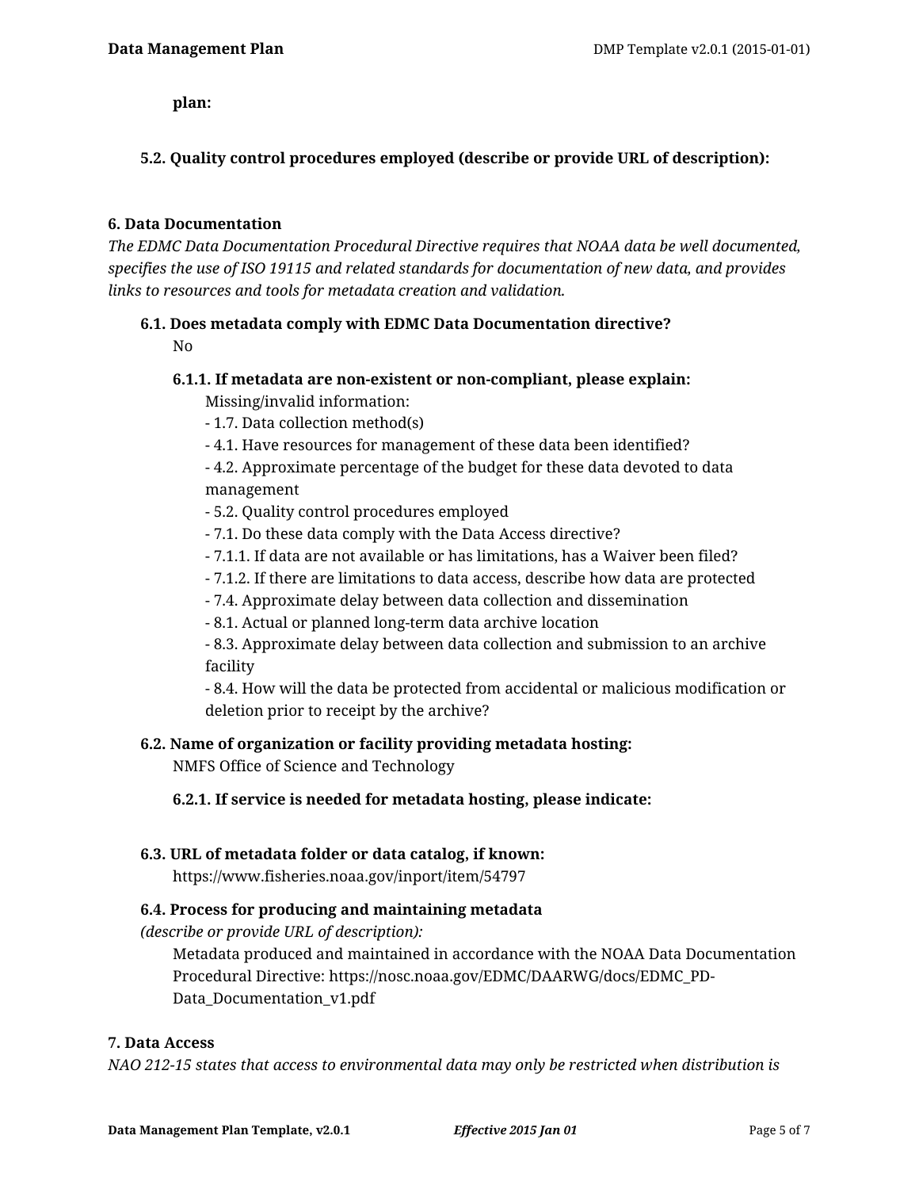**plan:**

**5.2. Quality control procedures employed (describe or provide URL of description):**

### 6. Data Documentation

*The EDMC Data Documentation Procedural Directive requires that NOAA data be well documented, specifies the use of ISO 19115 and related standards for documentation of new data, and provides links to resources and tools for metadata creation and validation.*

**6.1. Does metadata comply with EDMC Data Documentation directive?**

No

**6.1.1. If metadata are non-existent or non-compliant, please explain:**

Missing/invalid information:
- 1.7. Data collection method(s)
- 4.1. Have resources for management of these data been identified?
- 4.2. Approximate percentage of the budget for these data devoted to data management
- 5.2. Quality control procedures employed
- 7.1. Do these data comply with the Data Access directive?
- 7.1.1. If data are not available or has limitations, has a Waiver been filed?
- 7.1.2. If there are limitations to data access, describe how data are protected
- 7.4. Approximate delay between data collection and dissemination
- 8.1. Actual or planned long-term data archive location
- 8.3. Approximate delay between data collection and submission to an archive facility
- 8.4. How will the data be protected from accidental or malicious modification or deletion prior to receipt by the archive?

**6.2. Name of organization or facility providing metadata hosting:**

NMFS Office of Science and Technology

**6.2.1. If service is needed for metadata hosting, please indicate:**

**6.3. URL of metadata folder or data catalog, if known:**

https://www.fisheries.noaa.gov/inport/item/54797

**6.4. Process for producing and maintaining metadata**
*(describe or provide URL of description):*

Metadata produced and maintained in accordance with the NOAA Data Documentation Procedural Directive: https://nosc.noaa.gov/EDMC/DAARWG/docs/EDMC_PD-Data_Documentation_v1.pdf

### 7. Data Access

*NAO 212-15 states that access to environmental data may only be restricted when distribution is*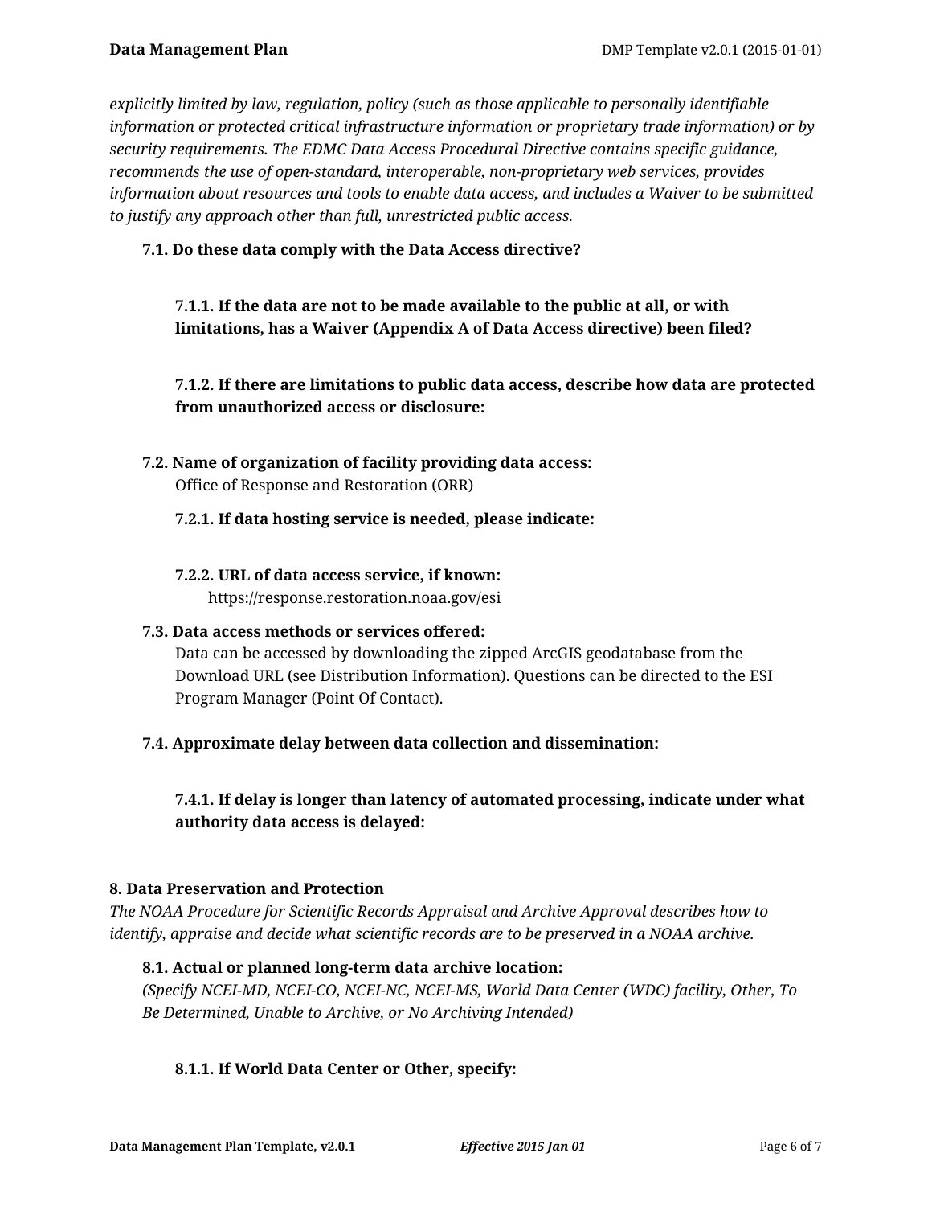*explicitly limited by law, regulation, policy (such as those applicable to personally identifiable information or protected critical infrastructure information or proprietary trade information) or by security requirements. The EDMC Data Access Procedural Directive contains specific guidance, recommends the use of open-standard, interoperable, non-proprietary web services, provides information about resources and tools to enable data access, and includes a Waiver to be submitted to justify any approach other than full, unrestricted public access.*

**7.1. Do these data comply with the Data Access directive?**

**7.1.1. If the data are not to be made available to the public at all, or with limitations, has a Waiver (Appendix A of Data Access directive) been filed?**

**7.1.2. If there are limitations to public data access, describe how data are protected from unauthorized access or disclosure:**

**7.2. Name of organization of facility providing data access:**
Office of Response and Restoration (ORR)

**7.2.1. If data hosting service is needed, please indicate:**

**7.2.2. URL of data access service, if known:**
https://response.restoration.noaa.gov/esi

**7.3. Data access methods or services offered:**
Data can be accessed by downloading the zipped ArcGIS geodatabase from the Download URL (see Distribution Information). Questions can be directed to the ESI Program Manager (Point Of Contact).

**7.4. Approximate delay between data collection and dissemination:**

**7.4.1. If delay is longer than latency of automated processing, indicate under what authority data access is delayed:**

## 8. Data Preservation and Protection

*The NOAA Procedure for Scientific Records Appraisal and Archive Approval describes how to identify, appraise and decide what scientific records are to be preserved in a NOAA archive.*

**8.1. Actual or planned long-term data archive location:**
*(Specify NCEI-MD, NCEI-CO, NCEI-NC, NCEI-MS, World Data Center (WDC) facility, Other, To Be Determined, Unable to Archive, or No Archiving Intended)*

**8.1.1. If World Data Center or Other, specify:**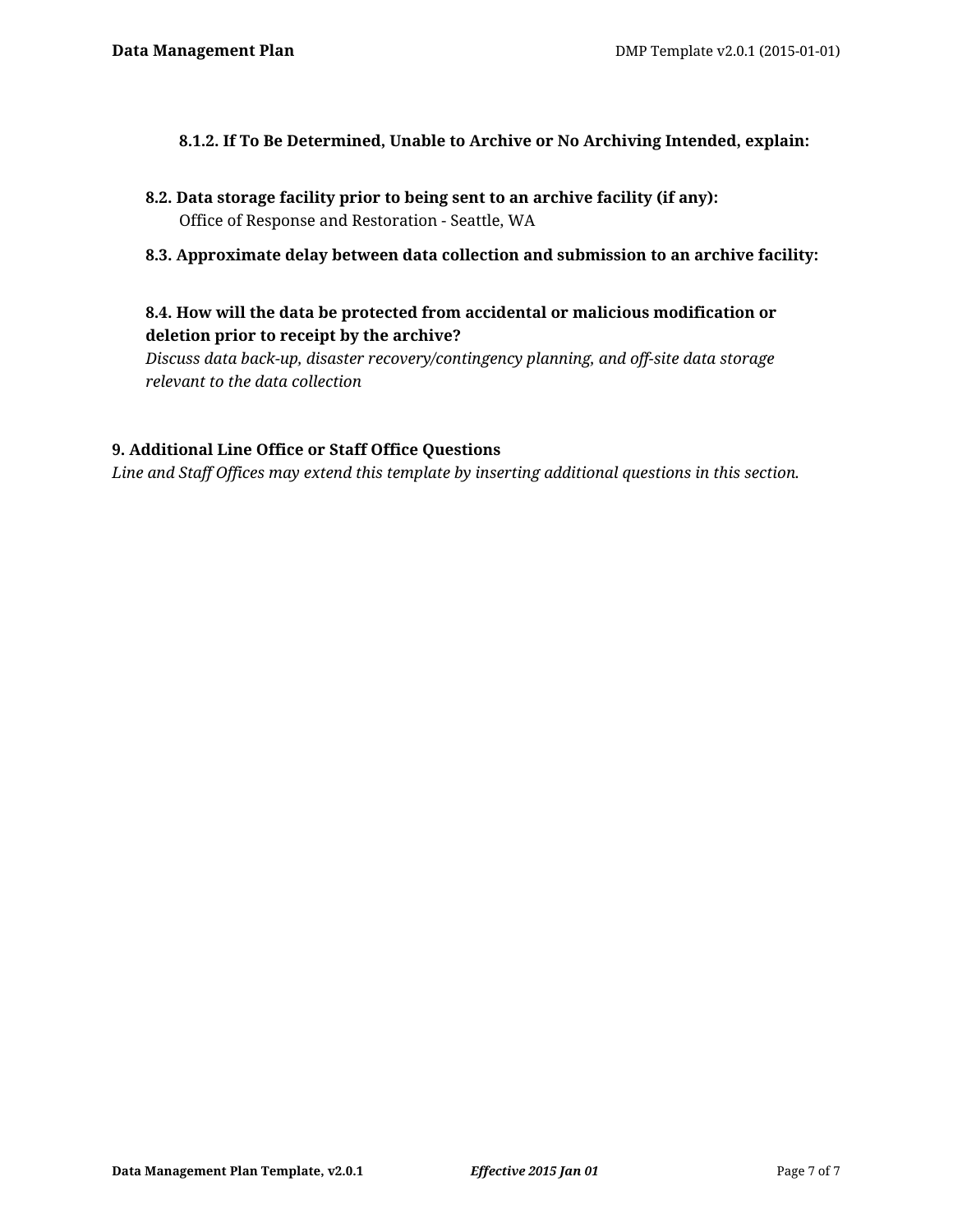#### 8.1.2. If To Be Determined, Unable to Archive or No Archiving Intended, explain:

### 8.2. Data storage facility prior to being sent to an archive facility (if any):

Office of Response and Restoration - Seattle, WA

### 8.3. Approximate delay between data collection and submission to an archive facility:

### 8.4. How will the data be protected from accidental or malicious modification or deletion prior to receipt by the archive?

*Discuss data back-up, disaster recovery/contingency planning, and off-site data storage relevant to the data collection*

## 9. Additional Line Office or Staff Office Questions

*Line and Staff Offices may extend this template by inserting additional questions in this section.*